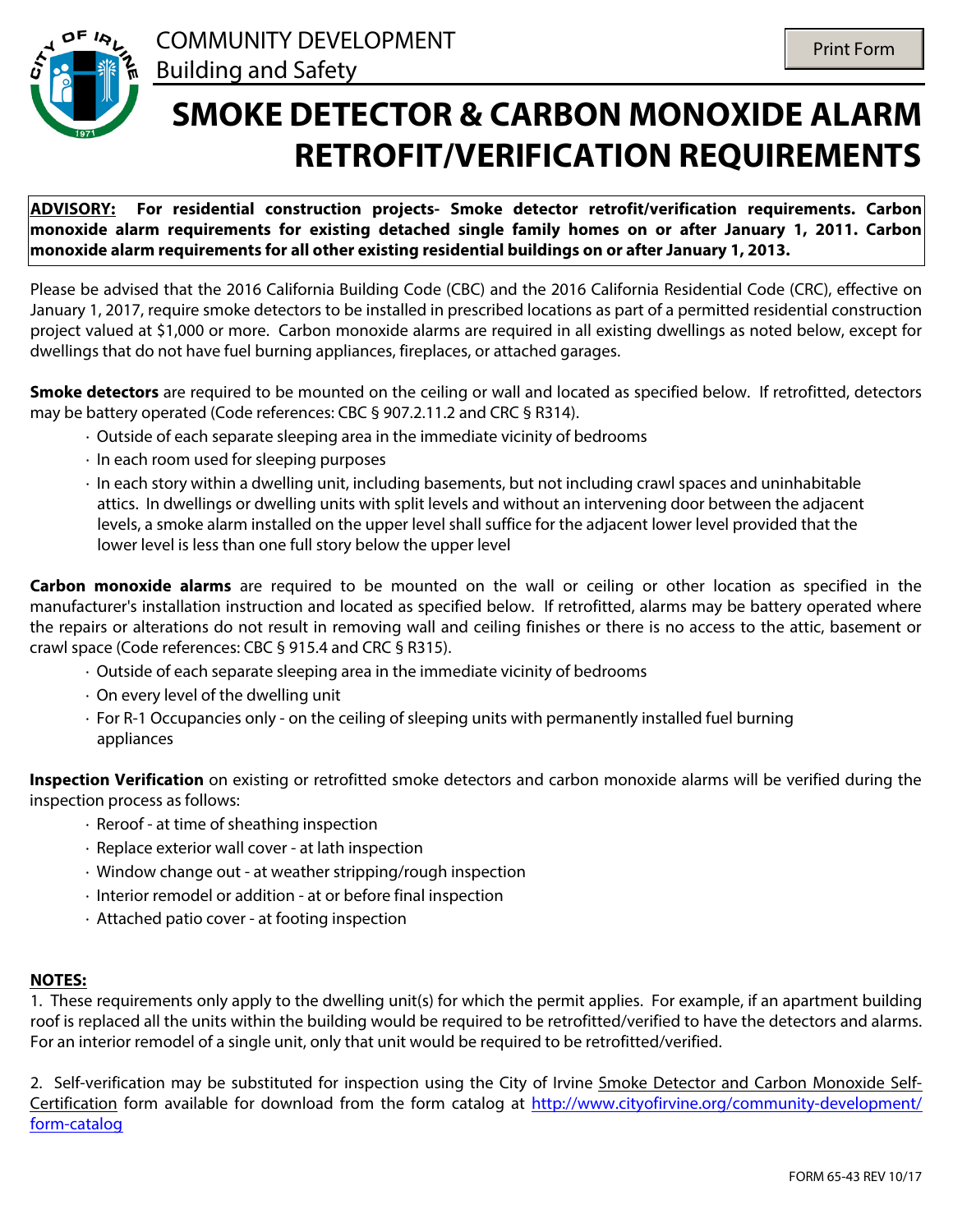COMMUNITY DEVELOPMENT
Building and Safety

# SMOKE DETECTOR & CARBON MONOXIDE ALARM RETROFIT/VERIFICATION REQUIREMENTS

**ADVISORY: For residential construction projects- Smoke detector retrofit/verification requirements. Carbon monoxide alarm requirements for existing detached single family homes on or after January 1, 2011. Carbon monoxide alarm requirements for all other existing residential buildings on or after January 1, 2013.**

Please be advised that the 2016 California Building Code (CBC) and the 2016 California Residential Code (CRC), effective on January 1, 2017, require smoke detectors to be installed in prescribed locations as part of a permitted residential construction project valued at $1,000 or more. Carbon monoxide alarms are required in all existing dwellings as noted below, except for dwellings that do not have fuel burning appliances, fireplaces, or attached garages.

**Smoke detectors** are required to be mounted on the ceiling or wall and located as specified below. If retrofitted, detectors may be battery operated (Code references: CBC § 907.2.11.2 and CRC § R314).

- Outside of each separate sleeping area in the immediate vicinity of bedrooms
- In each room used for sleeping purposes
- In each story within a dwelling unit, including basements, but not including crawl spaces and uninhabitable attics. In dwellings or dwelling units with split levels and without an intervening door between the adjacent levels, a smoke alarm installed on the upper level shall suffice for the adjacent lower level provided that the lower level is less than one full story below the upper level

**Carbon monoxide alarms** are required to be mounted on the wall or ceiling or other location as specified in the manufacturer's installation instruction and located as specified below. If retrofitted, alarms may be battery operated where the repairs or alterations do not result in removing wall and ceiling finishes or there is no access to the attic, basement or crawl space (Code references: CBC § 915.4 and CRC § R315).

- Outside of each separate sleeping area in the immediate vicinity of bedrooms
- On every level of the dwelling unit
- For R-1 Occupancies only - on the ceiling of sleeping units with permanently installed fuel burning appliances

**Inspection Verification** on existing or retrofitted smoke detectors and carbon monoxide alarms will be verified during the inspection process as follows:

- Reroof - at time of sheathing inspection
- Replace exterior wall cover - at lath inspection
- Window change out - at weather stripping/rough inspection
- Interior remodel or addition - at or before final inspection
- Attached patio cover - at footing inspection

**NOTES:**

1. These requirements only apply to the dwelling unit(s) for which the permit applies. For example, if an apartment building roof is replaced all the units within the building would be required to be retrofitted/verified to have the detectors and alarms. For an interior remodel of a single unit, only that unit would be required to be retrofitted/verified.

2. Self-verification may be substituted for inspection using the City of Irvine Smoke Detector and Carbon Monoxide Self-Certification form available for download from the form catalog at http://www.cityofirvine.org/community-development/form-catalog

FORM 65-43 REV 10/17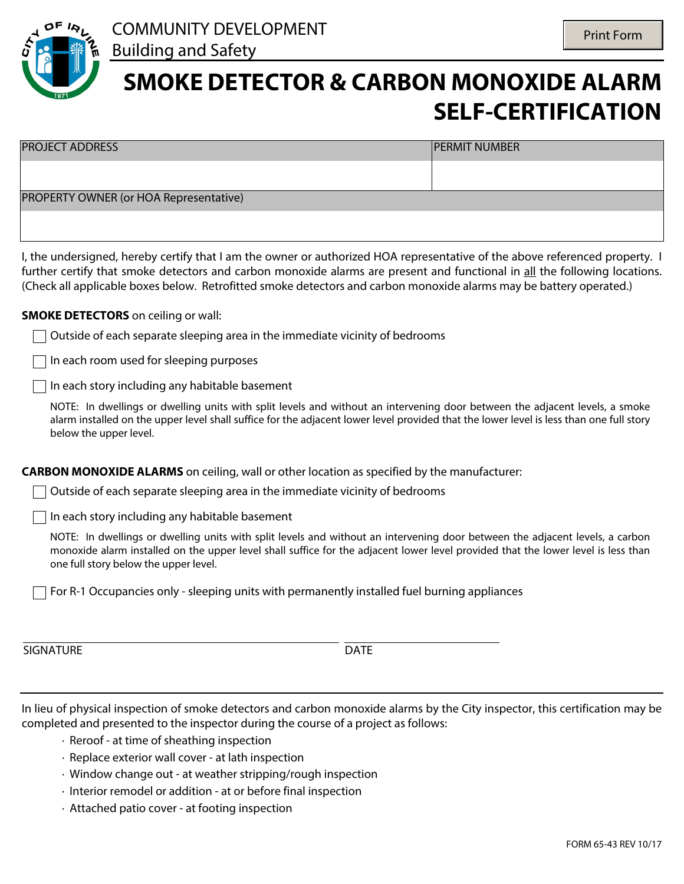COMMUNITY DEVELOPMENT
Building and Safety

# SMOKE DETECTOR & CARBON MONOXIDE ALARM SELF-CERTIFICATION

| PROJECT ADDRESS | PERMIT NUMBER |
|---|---|
| | |
| PROPERTY OWNER (or HOA Representative) | |
| | |

I, the undersigned, hereby certify that I am the owner or authorized HOA representative of the above referenced property. I further certify that smoke detectors and carbon monoxide alarms are present and functional in all the following locations. (Check all applicable boxes below. Retrofitted smoke detectors and carbon monoxide alarms may be battery operated.)

**SMOKE DETECTORS** on ceiling or wall:

- ☐ Outside of each separate sleeping area in the immediate vicinity of bedrooms
- ☐ In each room used for sleeping purposes
- ☐ In each story including any habitable basement

NOTE: In dwellings or dwelling units with split levels and without an intervening door between the adjacent levels, a smoke alarm installed on the upper level shall suffice for the adjacent lower level provided that the lower level is less than one full story below the upper level.

**CARBON MONOXIDE ALARMS** on ceiling, wall or other location as specified by the manufacturer:

- ☐ Outside of each separate sleeping area in the immediate vicinity of bedrooms
- ☐ In each story including any habitable basement

NOTE: In dwellings or dwelling units with split levels and without an intervening door between the adjacent levels, a carbon monoxide alarm installed on the upper level shall suffice for the adjacent lower level provided that the lower level is less than one full story below the upper level.

- ☐ For R-1 Occupancies only - sleeping units with permanently installed fuel burning appliances

SIGNATURE ____________________ DATE ____________

In lieu of physical inspection of smoke detectors and carbon monoxide alarms by the City inspector, this certification may be completed and presented to the inspector during the course of a project as follows:

- Reroof - at time of sheathing inspection
- Replace exterior wall cover - at lath inspection
- Window change out - at weather stripping/rough inspection
- Interior remodel or addition - at or before final inspection
- Attached patio cover - at footing inspection

FORM 65-43 REV 10/17